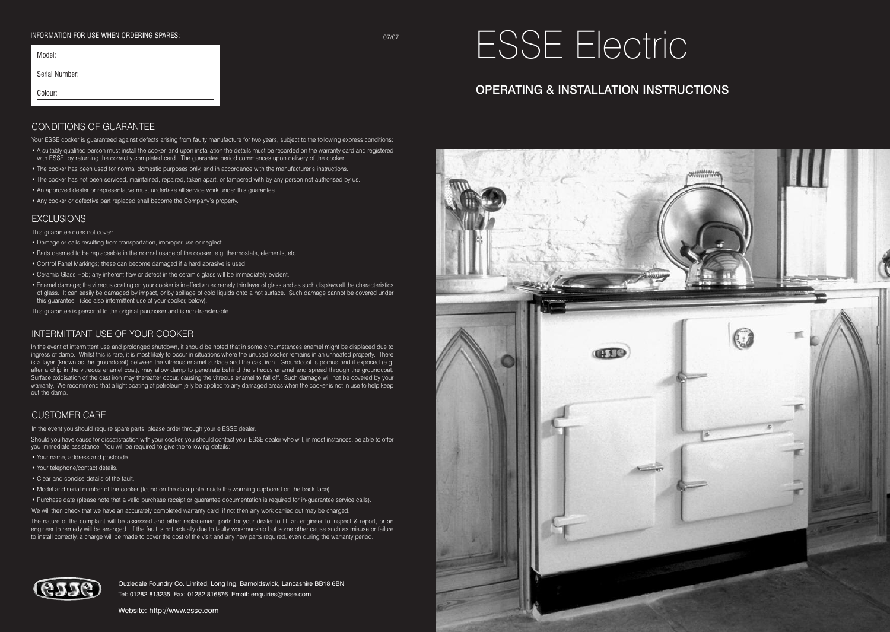INFORMATION FOR USE WHEN ORDERING SPARES:

Model:

Serial Number:

Colour:

07/07

# ESSE Electric

## OPERATING & INSTALLATION INSTRUCTIONS

## CONDITIONS OF GUARANTEE

Your ESSE cooker is guaranteed against defects arising from faulty manufacture for two years, subject to the following express conditions:

- A suitably qualified person must install the cooker, and upon installation the details must be recorded on the warranty card and registered with ESSE by returning the correctly completed card. The guarantee period commences upon delivery of the cooker.
- The cooker has been used for normal domestic purposes only, and in accordance with the manufacturer's instructions.
- The cooker has not been serviced, maintained, repaired, taken apart, or tampered with by any person not authorised by us.
- An approved dealer or representative must undertake all service work under this guarantee.
- Any cooker or defective part replaced shall become the Company's property.

## EXCLUSIONS

This guarantee does not cover:

- Damage or calls resulting from transportation, improper use or neglect.
- Parts deemed to be replaceable in the normal usage of the cooker; e.g. thermostats, elements, etc.
- Control Panel Markings; these can become damaged if a hard abrasive is used.
- Ceramic Glass Hob; any inherent flaw or defect in the ceramic glass will be immediately evident.
- Enamel damage; the vitreous coating on your cooker is in effect an extremely thin layer of glass and as such displays all the characteristics of glass. It can easily be damaged by impact, or by spillage of cold liquids onto a hot surface. Such damage cannot be covered under this guarantee. (See also intermittent use of your cooker, below).

This guarantee is personal to the original purchaser and is non-transferable.

## INTERMITTANT USE OF YOUR COOKER

In the event of intermittent use and prolonged shutdown, it should be noted that in some circumstances enamel might be displaced due to ingress of damp. Whilst this is rare, it is most likely to occur in situations where the unused cooker remains in an unheated property. There is a layer (known as the groundcoat) between the vitreous enamel surface and the cast iron. Groundcoat is porous and if exposed (e.g. after a chip in the vitreous enamel coat), may allow damp to penetrate behind the vitreous enamel and spread through the groundcoat. Surface oxidisation of the cast iron may thereafter occur, causing the vitreous enamel to fall off. Such damage will not be covered by your warranty. We recommend that a light coating of petroleum jelly be applied to any damaged areas when the cooker is not in use to help keep out the damp.

## CUSTOMER CARE

In the event you should require spare parts, please order through your e ESSE dealer.

Should you have cause for dissatisfaction with your cooker, you should contact your ESSE dealer who will, in most instances, be able to offer you immediate assistance. You will be required to give the following details:

- Your name, address and postcode.
- Your telephone/contact details.
- Clear and concise details of the fault.
- Model and serial number of the cooker (found on the data plate inside the warming cupboard on the back face).
- Purchase date (please note that a valid purchase receipt or guarantee documentation is required for in-guarantee service calls).

We will then check that we have an accurately completed warranty card, if not then any work carried out may be charged.

The nature of the complaint will be assessed and either replacement parts for your dealer to fit, an engineer to inspect & report, or an engineer to remedy will be arranged. If the fault is not actually due to faulty workmanship but some other cause such as misuse or failure to install correctly, a charge will be made to cover the cost of the visit and any new parts required, even during the warranty period.

Ouzledale Foundry Co. Limited, Long Ing, Barnoldswick, Lancashire BB18 6BN
Tel: 01282 813235 Fax: 01282 816876 Email: enquiries@esse.com

Website: http://www.esse.com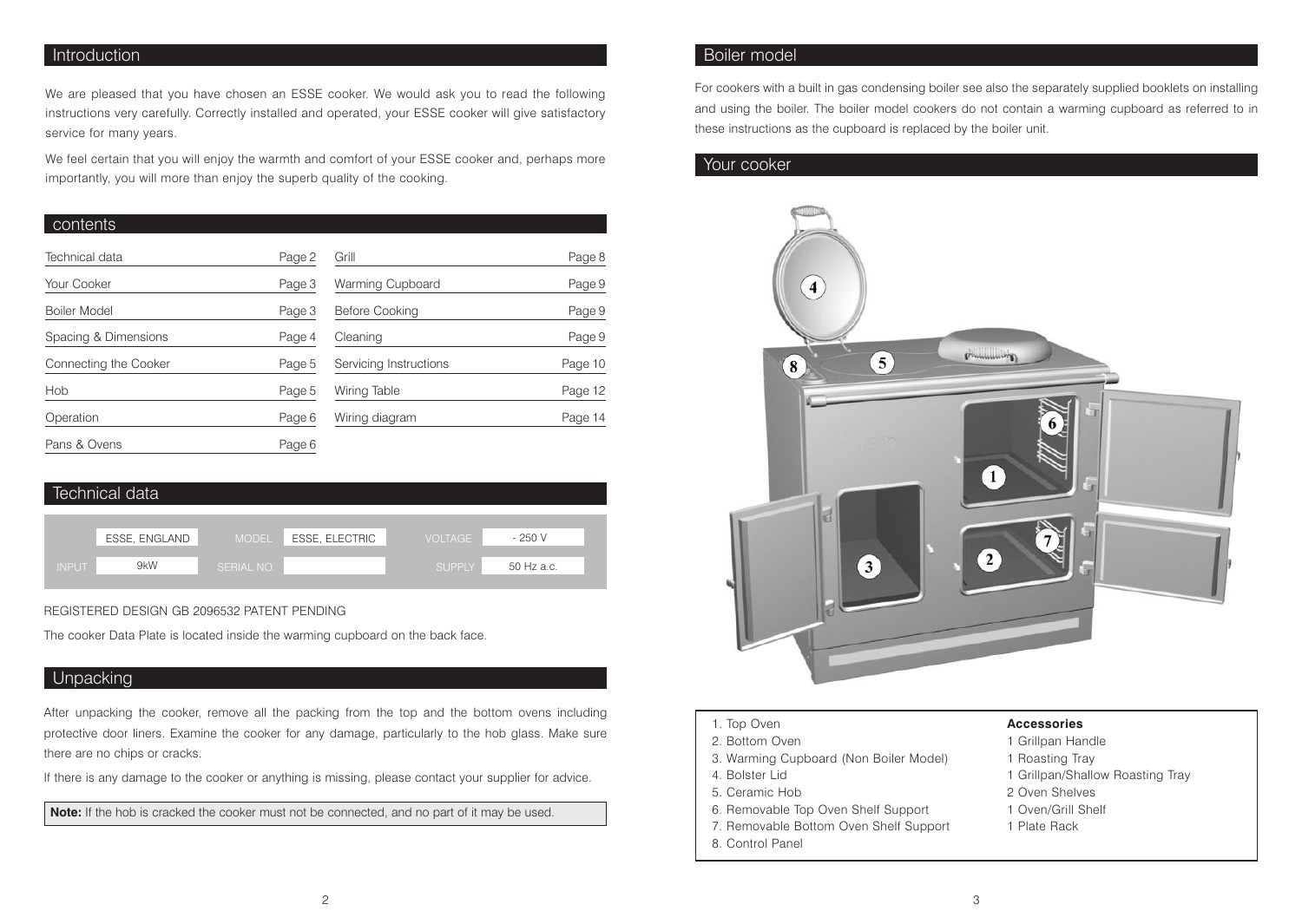## Introduction

We are pleased that you have chosen an ESSE cooker. We would ask you to read the following instructions very carefully. Correctly installed and operated, your ESSE cooker will give satisfactory service for many years.

We feel certain that you will enjoy the warmth and comfort of your ESSE cooker and, perhaps more importantly, you will more than enjoy the superb quality of the cooking.

## contents

| | | | |
|---|---|---|---|
| Technical data | Page 2 | Grill | Page 8 |
| Your Cooker | Page 3 | Warming Cupboard | Page 9 |
| Boiler Model | Page 3 | Before Cooking | Page 9 |
| Spacing & Dimensions | Page 4 | Cleaning | Page 9 |
| Connecting the Cooker | Page 5 | Servicing Instructions | Page 10 |
| Hob | Page 5 | Wiring Table | Page 12 |
| Operation | Page 6 | Wiring diagram | Page 14 |
| Pans & Ovens | Page 6 | | |

## Technical data

| | | | | | |
|---|---|---|---|---|---|
| | ESSE, ENGLAND | MODEL | ESSE, ELECTRIC | VOLTAGE | - 250 V |
| INPUT | 9kW | SERIAL NO. | | SUPPLY | 50 Hz a.c. |

REGISTERED DESIGN GB 2096532 PATENT PENDING

The cooker Data Plate is located inside the warming cupboard on the back face.

## Unpacking

After unpacking the cooker, remove all the packing from the top and the bottom ovens including protective door liners. Examine the cooker for any damage, particularly to the hob glass. Make sure there are no chips or cracks.

If there is any damage to the cooker or anything is missing, please contact your supplier for advice.

**Note:** If the hob is cracked the cooker must not be connected, and no part of it may be used.

## Boiler model

For cookers with a built in gas condensing boiler see also the separately supplied booklets on installing and using the boiler. The boiler model cookers do not contain a warming cupboard as referred to in these instructions as the cupboard is replaced by the boiler unit.

## Your cooker

1. Top Oven
2. Bottom Oven
3. Warming Cupboard (Non Boiler Model)
4. Bolster Lid
5. Ceramic Hob
6. Removable Top Oven Shelf Support
7. Removable Bottom Oven Shelf Support
8. Control Panel

**Accessories**

1 Grillpan Handle
1 Roasting Tray
1 Grillpan/Shallow Roasting Tray
2 Oven Shelves
1 Oven/Grill Shelf
1 Plate Rack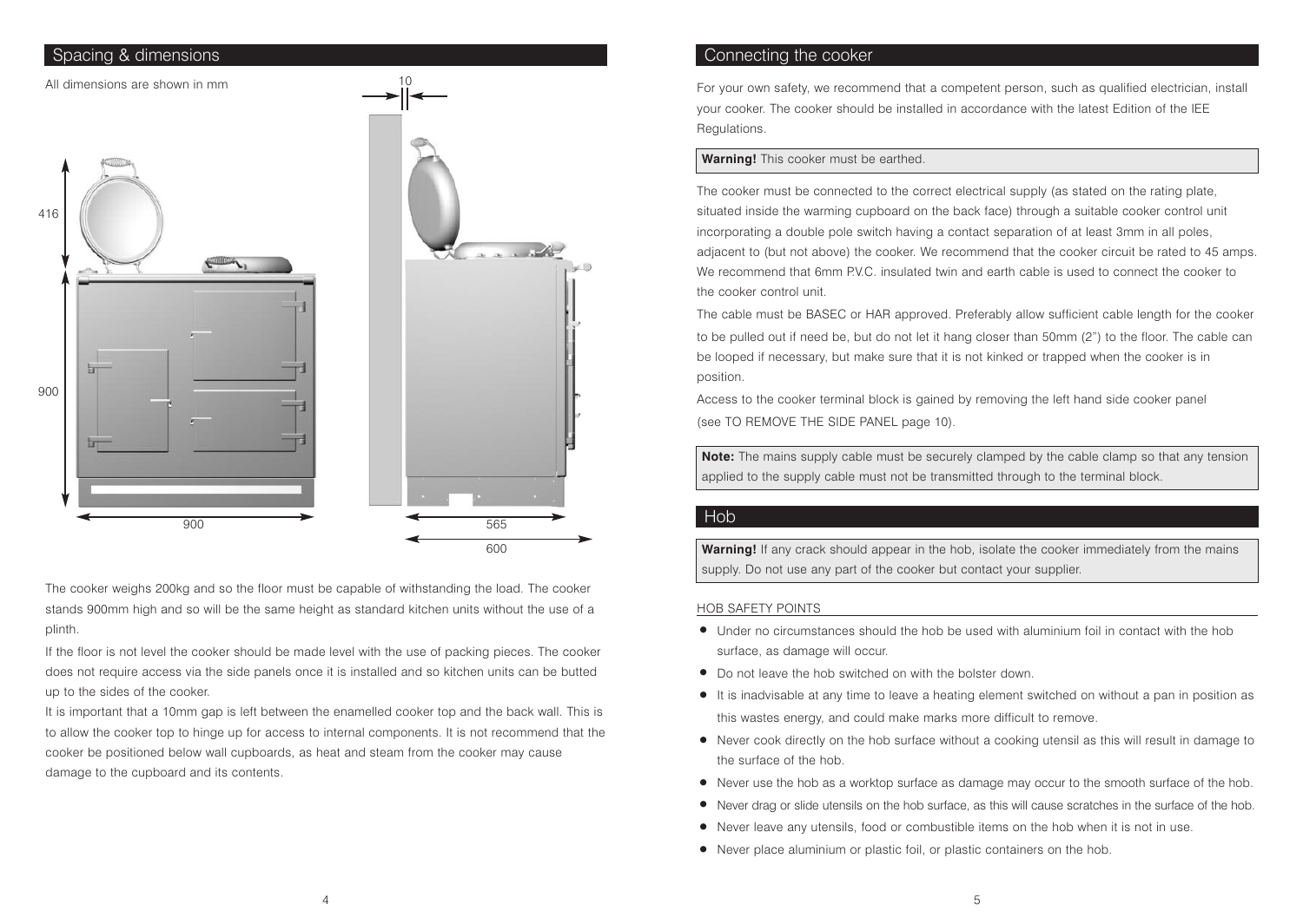## Spacing & dimensions

All dimensions are shown in mm

10

416

900

900

565

600

The cooker weighs 200kg and so the floor must be capable of withstanding the load. The cooker stands 900mm high and so will be the same height as standard kitchen units without the use of a plinth.

If the floor is not level the cooker should be made level with the use of packing pieces. The cooker does not require access via the side panels once it is installed and so kitchen units can be butted up to the sides of the cooker.

It is important that a 10mm gap is left between the enamelled cooker top and the back wall. This is to allow the cooker top to hinge up for access to internal components. It is not recommend that the cooker be positioned below wall cupboards, as heat and steam from the cooker may cause damage to the cupboard and its contents.

## Connecting the cooker

For your own safety, we recommend that a competent person, such as qualified electrician, install your cooker. The cooker should be installed in accordance with the latest Edition of the IEE Regulations.

**Warning!** This cooker must be earthed.

The cooker must be connected to the correct electrical supply (as stated on the rating plate, situated inside the warming cupboard on the back face) through a suitable cooker control unit incorporating a double pole switch having a contact separation of at least 3mm in all poles, adjacent to (but not above) the cooker. We recommend that the cooker circuit be rated to 45 amps. We recommend that 6mm P.V.C. insulated twin and earth cable is used to connect the cooker to the cooker control unit.

The cable must be BASEC or HAR approved. Preferably allow sufficient cable length for the cooker to be pulled out if need be, but do not let it hang closer than 50mm (2") to the floor. The cable can be looped if necessary, but make sure that it is not kinked or trapped when the cooker is in position.

Access to the cooker terminal block is gained by removing the left hand side cooker panel (see TO REMOVE THE SIDE PANEL page 10).

**Note:** The mains supply cable must be securely clamped by the cable clamp so that any tension applied to the supply cable must not be transmitted through to the terminal block.

## Hob

**Warning!** If any crack should appear in the hob, isolate the cooker immediately from the mains supply. Do not use any part of the cooker but contact your supplier.

### HOB SAFETY POINTS

- Under no circumstances should the hob be used with aluminium foil in contact with the hob surface, as damage will occur.
- Do not leave the hob switched on with the bolster down.
- It is inadvisable at any time to leave a heating element switched on without a pan in position as this wastes energy, and could make marks more difficult to remove.
- Never cook directly on the hob surface without a cooking utensil as this will result in damage to the surface of the hob.
- Never use the hob as a worktop surface as damage may occur to the smooth surface of the hob.
- Never drag or slide utensils on the hob surface, as this will cause scratches in the surface of the hob.
- Never leave any utensils, food or combustible items on the hob when it is not in use.
- Never place aluminium or plastic foil, or plastic containers on the hob.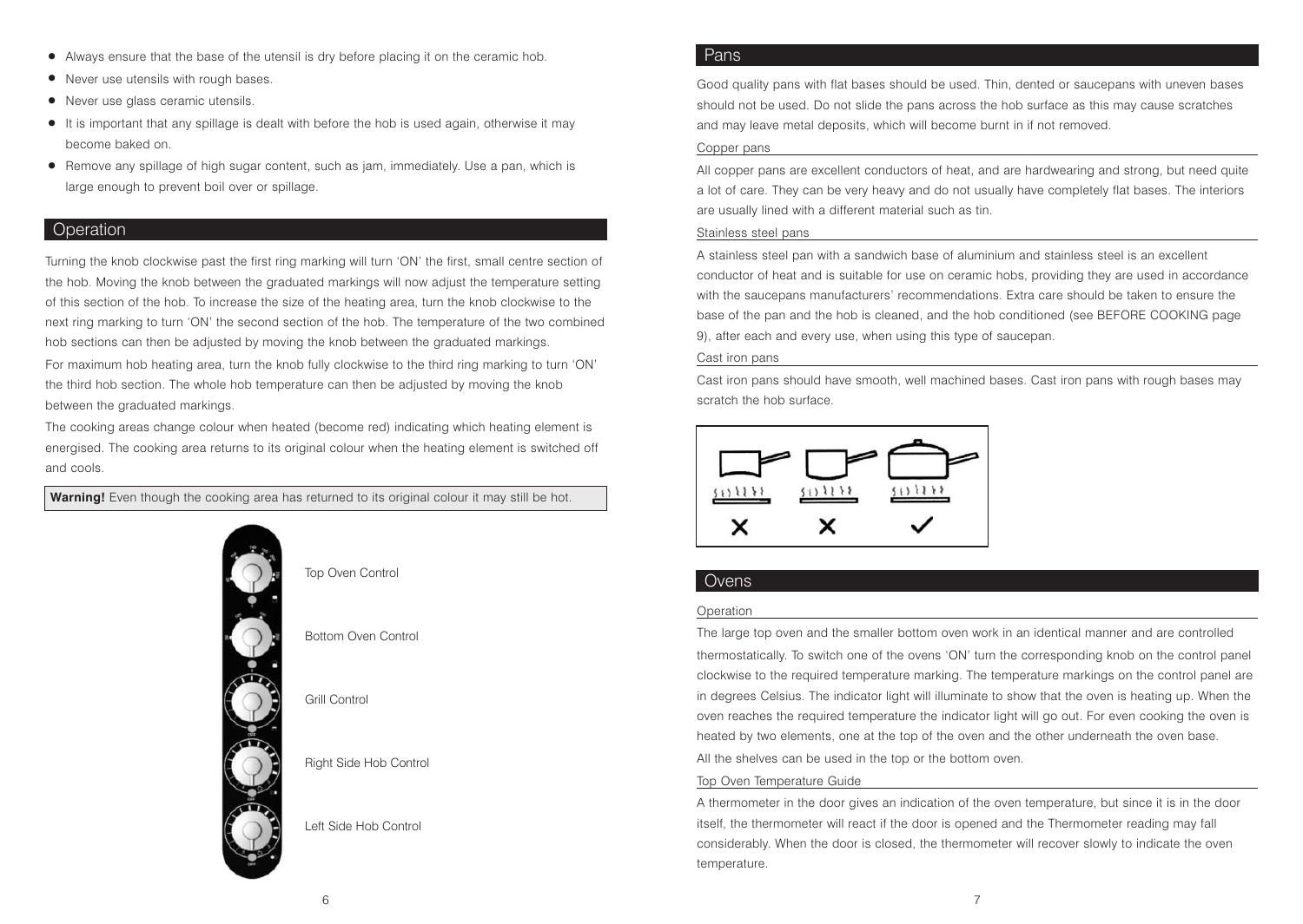- Always ensure that the base of the utensil is dry before placing it on the ceramic hob.
- Never use utensils with rough bases.
- Never use glass ceramic utensils.
- It is important that any spillage is dealt with before the hob is used again, otherwise it may become baked on.
- Remove any spillage of high sugar content, such as jam, immediately. Use a pan, which is large enough to prevent boil over or spillage.

## Operation

Turning the knob clockwise past the first ring marking will turn 'ON' the first, small centre section of the hob. Moving the knob between the graduated markings will now adjust the temperature setting of this section of the hob. To increase the size of the heating area, turn the knob clockwise to the next ring marking to turn 'ON' the second section of the hob. The temperature of the two combined hob sections can then be adjusted by moving the knob between the graduated markings.

For maximum hob heating area, turn the knob fully clockwise to the third ring marking to turn 'ON' the third hob section. The whole hob temperature can then be adjusted by moving the knob between the graduated markings.

The cooking areas change colour when heated (become red) indicating which heating element is energised. The cooking area returns to its original colour when the heating element is switched off and cools.

**Warning!** Even though the cooking area has returned to its original colour it may still be hot.

Top Oven Control

Bottom Oven Control

Grill Control

Right Side Hob Control

Left Side Hob Control

## Pans

Good quality pans with flat bases should be used. Thin, dented or saucepans with uneven bases should not be used. Do not slide the pans across the hob surface as this may cause scratches and may leave metal deposits, which will become burnt in if not removed.

### Copper pans

All copper pans are excellent conductors of heat, and are hardwearing and strong, but need quite a lot of care. They can be very heavy and do not usually have completely flat bases. The interiors are usually lined with a different material such as tin.

### Stainless steel pans

A stainless steel pan with a sandwich base of aluminium and stainless steel is an excellent conductor of heat and is suitable for use on ceramic hobs, providing they are used in accordance with the saucepans manufacturers' recommendations. Extra care should be taken to ensure the base of the pan and the hob is cleaned, and the hob conditioned (see BEFORE COOKING page 9), after each and every use, when using this type of saucepan.

### Cast iron pans

Cast iron pans should have smooth, well machined bases. Cast iron pans with rough bases may scratch the hob surface.

## Ovens

### Operation

The large top oven and the smaller bottom oven work in an identical manner and are controlled thermostatically. To switch one of the ovens 'ON' turn the corresponding knob on the control panel clockwise to the required temperature marking. The temperature markings on the control panel are in degrees Celsius. The indicator light will illuminate to show that the oven is heating up. When the oven reaches the required temperature the indicator light will go out. For even cooking the oven is heated by two elements, one at the top of the oven and the other underneath the oven base.

All the shelves can be used in the top or the bottom oven.

### Top Oven Temperature Guide

A thermometer in the door gives an indication of the oven temperature, but since it is in the door itself, the thermometer will react if the door is opened and the Thermometer reading may fall considerably. When the door is closed, the thermometer will recover slowly to indicate the oven temperature.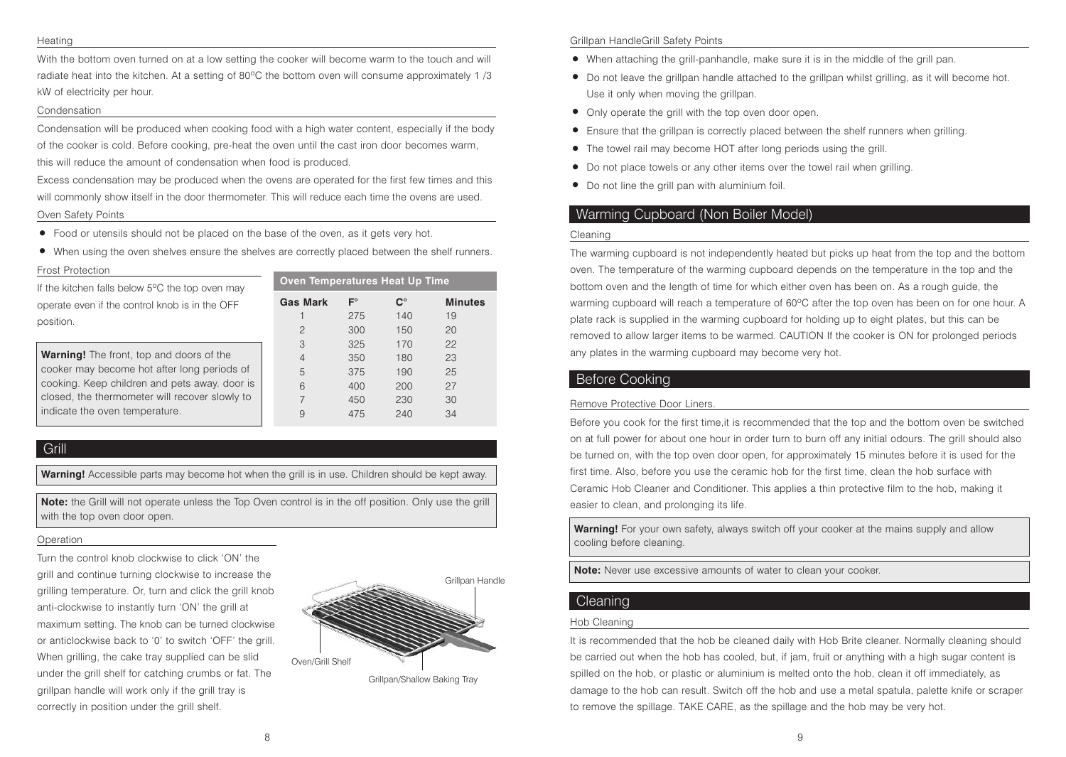#### Heating

With the bottom oven turned on at a low setting the cooker will become warm to the touch and will radiate heat into the kitchen. At a setting of 80ºC the bottom oven will consume approximately 1 /3 kW of electricity per hour.

#### Condensation

Condensation will be produced when cooking food with a high water content, especially if the body of the cooker is cold. Before cooking, pre-heat the oven until the cast iron door becomes warm, this will reduce the amount of condensation when food is produced.

Excess condensation may be produced when the ovens are operated for the first few times and this will commonly show itself in the door thermometer. This will reduce each time the ovens are used.

#### Oven Safety Points

- Food or utensils should not be placed on the base of the oven, as it gets very hot.
- When using the oven shelves ensure the shelves are correctly placed between the shelf runners.

#### Frost Protection

If the kitchen falls below 5ºC the top oven may operate even if the control knob is in the OFF position.

**Warning!** The front, top and doors of the cooker may become hot after long periods of cooking. Keep children and pets away. door is closed, the thermometer will recover slowly to indicate the oven temperature.

**Oven Temperatures Heat Up Time**

| Gas Mark | F° | C° | Minutes |
|---|---|---|---|
| 1 | 275 | 140 | 19 |
| 2 | 300 | 150 | 20 |
| 3 | 325 | 170 | 22 |
| 4 | 350 | 180 | 23 |
| 5 | 375 | 190 | 25 |
| 6 | 400 | 200 | 27 |
| 7 | 450 | 230 | 30 |
| 9 | 475 | 240 | 34 |

## Grill

**Warning!** Accessible parts may become hot when the grill is in use. Children should be kept away.

**Note:** the Grill will not operate unless the Top Oven control is in the off position. Only use the grill with the top oven door open.

#### Operation

Turn the control knob clockwise to click 'ON' the grill and continue turning clockwise to increase the grilling temperature. Or, turn and click the grill knob anti-clockwise to instantly turn 'ON' the grill at maximum setting. The knob can be turned clockwise or anticlockwise back to '0' to switch 'OFF' the grill. When grilling, the cake tray supplied can be slid under the grill shelf for catching crumbs or fat. The grillpan handle will work only if the grill tray is correctly in position under the grill shelf.

Grillpan Handle

Oven/Grill Shelf

Grillpan/Shallow Baking Tray

#### Grillpan HandleGrill Safety Points

- When attaching the grill-panhandle, make sure it is in the middle of the grill pan.
- Do not leave the grillpan handle attached to the grillpan whilst grilling, as it will become hot. Use it only when moving the grillpan.
- Only operate the grill with the top oven door open.
- Ensure that the grillpan is correctly placed between the shelf runners when grilling.
- The towel rail may become HOT after long periods using the grill.
- Do not place towels or any other items over the towel rail when grilling.
- Do not line the grill pan with aluminium foil.

## Warming Cupboard (Non Boiler Model)

#### Cleaning

The warming cupboard is not independently heated but picks up heat from the top and the bottom oven. The temperature of the warming cupboard depends on the temperature in the top and the bottom oven and the length of time for which either oven has been on. As a rough guide, the warming cupboard will reach a temperature of 60ºC after the top oven has been on for one hour. A plate rack is supplied in the warming cupboard for holding up to eight plates, but this can be removed to allow larger items to be warmed. CAUTION If the cooker is ON for prolonged periods any plates in the warming cupboard may become very hot.

## Before Cooking

#### Remove Protective Door Liners.

Before you cook for the first time,it is recommended that the top and the bottom oven be switched on at full power for about one hour in order turn to burn off any initial odours. The grill should also be turned on, with the top oven door open, for approximately 15 minutes before it is used for the first time. Also, before you use the ceramic hob for the first time, clean the hob surface with Ceramic Hob Cleaner and Conditioner. This applies a thin protective film to the hob, making it easier to clean, and prolonging its life.

**Warning!** For your own safety, always switch off your cooker at the mains supply and allow cooling before cleaning.

**Note:** Never use excessive amounts of water to clean your cooker.

## Cleaning

#### Hob Cleaning

It is recommended that the hob be cleaned daily with Hob Brite cleaner. Normally cleaning should be carried out when the hob has cooled, but, if jam, fruit or anything with a high sugar content is spilled on the hob, or plastic or aluminium is melted onto the hob, clean it off immediately, as damage to the hob can result. Switch off the hob and use a metal spatula, palette knife or scraper to remove the spillage. TAKE CARE, as the spillage and the hob may be very hot.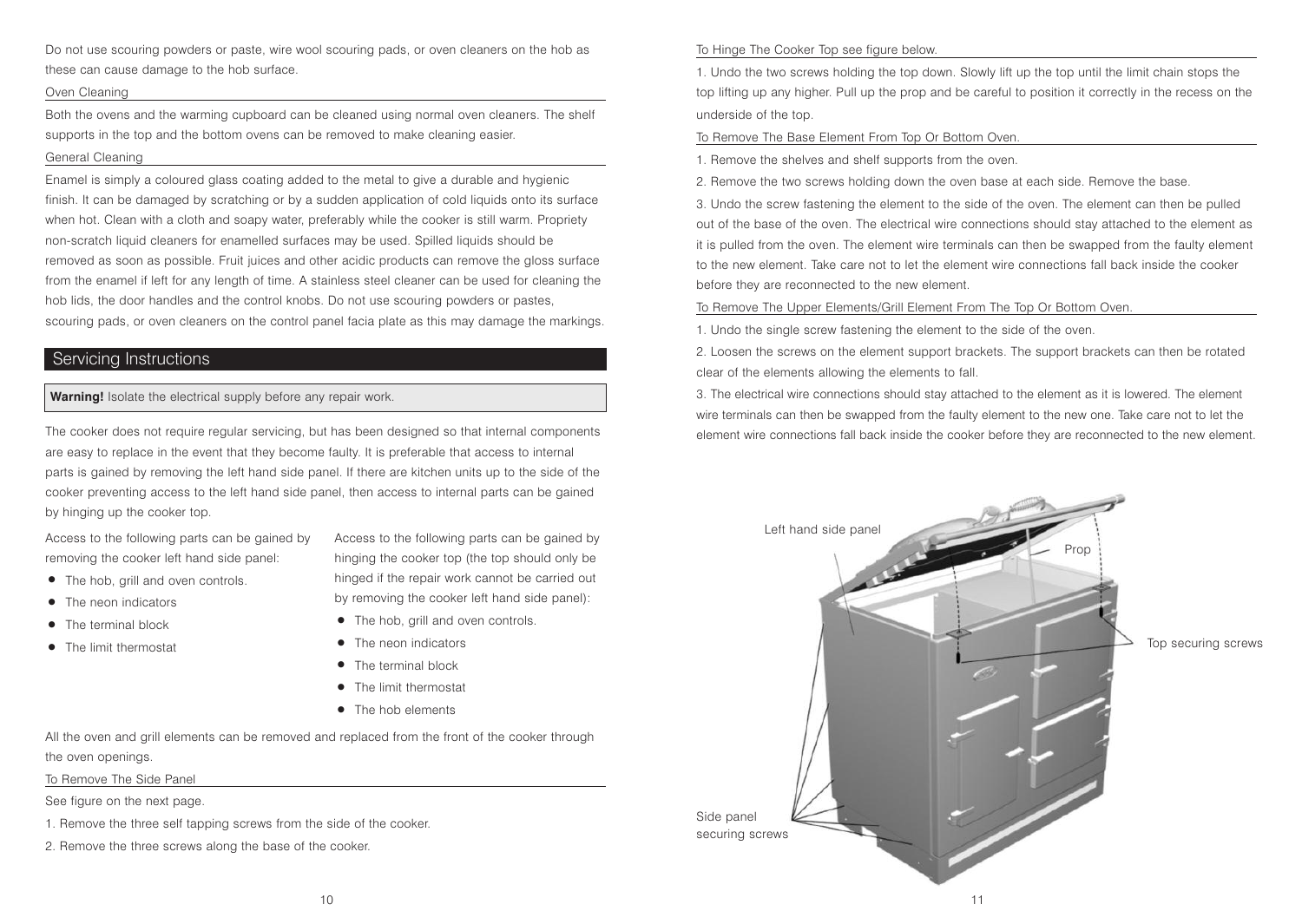Do not use scouring powders or paste, wire wool scouring pads, or oven cleaners on the hob as these can cause damage to the hob surface.

### Oven Cleaning

Both the ovens and the warming cupboard can be cleaned using normal oven cleaners. The shelf supports in the top and the bottom ovens can be removed to make cleaning easier.

### General Cleaning

Enamel is simply a coloured glass coating added to the metal to give a durable and hygienic finish. It can be damaged by scratching or by a sudden application of cold liquids onto its surface when hot. Clean with a cloth and soapy water, preferably while the cooker is still warm. Propriety non-scratch liquid cleaners for enamelled surfaces may be used. Spilled liquids should be removed as soon as possible. Fruit juices and other acidic products can remove the gloss surface from the enamel if left for any length of time. A stainless steel cleaner can be used for cleaning the hob lids, the door handles and the control knobs. Do not use scouring powders or pastes, scouring pads, or oven cleaners on the control panel facia plate as this may damage the markings.

## Servicing Instructions

**Warning!** Isolate the electrical supply before any repair work.

The cooker does not require regular servicing, but has been designed so that internal components are easy to replace in the event that they become faulty. It is preferable that access to internal parts is gained by removing the left hand side panel. If there are kitchen units up to the side of the cooker preventing access to the left hand side panel, then access to internal parts can be gained by hinging up the cooker top.

Access to the following parts can be gained by removing the cooker left hand side panel:

- The hob, grill and oven controls.
- The neon indicators
- The terminal block
- The limit thermostat

Access to the following parts can be gained by hinging the cooker top (the top should only be hinged if the repair work cannot be carried out by removing the cooker left hand side panel):

- The hob, grill and oven controls.
- The neon indicators
- The terminal block
- The limit thermostat
- The hob elements

All the oven and grill elements can be removed and replaced from the front of the cooker through the oven openings.

### To Remove The Side Panel

See figure on the next page.

1. Remove the three self tapping screws from the side of the cooker.
2. Remove the three screws along the base of the cooker.

### To Hinge The Cooker Top see figure below.

1. Undo the two screws holding the top down. Slowly lift up the top until the limit chain stops the top lifting up any higher. Pull up the prop and be careful to position it correctly in the recess on the underside of the top.

### To Remove The Base Element From Top Or Bottom Oven.

1. Remove the shelves and shelf supports from the oven.
2. Remove the two screws holding down the oven base at each side. Remove the base.
3. Undo the screw fastening the element to the side of the oven. The element can then be pulled out of the base of the oven. The electrical wire connections should stay attached to the element as it is pulled from the oven. The element wire terminals can then be swapped from the faulty element to the new element. Take care not to let the element wire connections fall back inside the cooker before they are reconnected to the new element.

### To Remove The Upper Elements/Grill Element From The Top Or Bottom Oven.

1. Undo the single screw fastening the element to the side of the oven.
2. Loosen the screws on the element support brackets. The support brackets can then be rotated clear of the elements allowing the elements to fall.
3. The electrical wire connections should stay attached to the element as it is lowered. The element wire terminals can then be swapped from the faulty element to the new one. Take care not to let the element wire connections fall back inside the cooker before they are reconnected to the new element.

Left hand side panel

Prop

Top securing screws

Side panel securing screws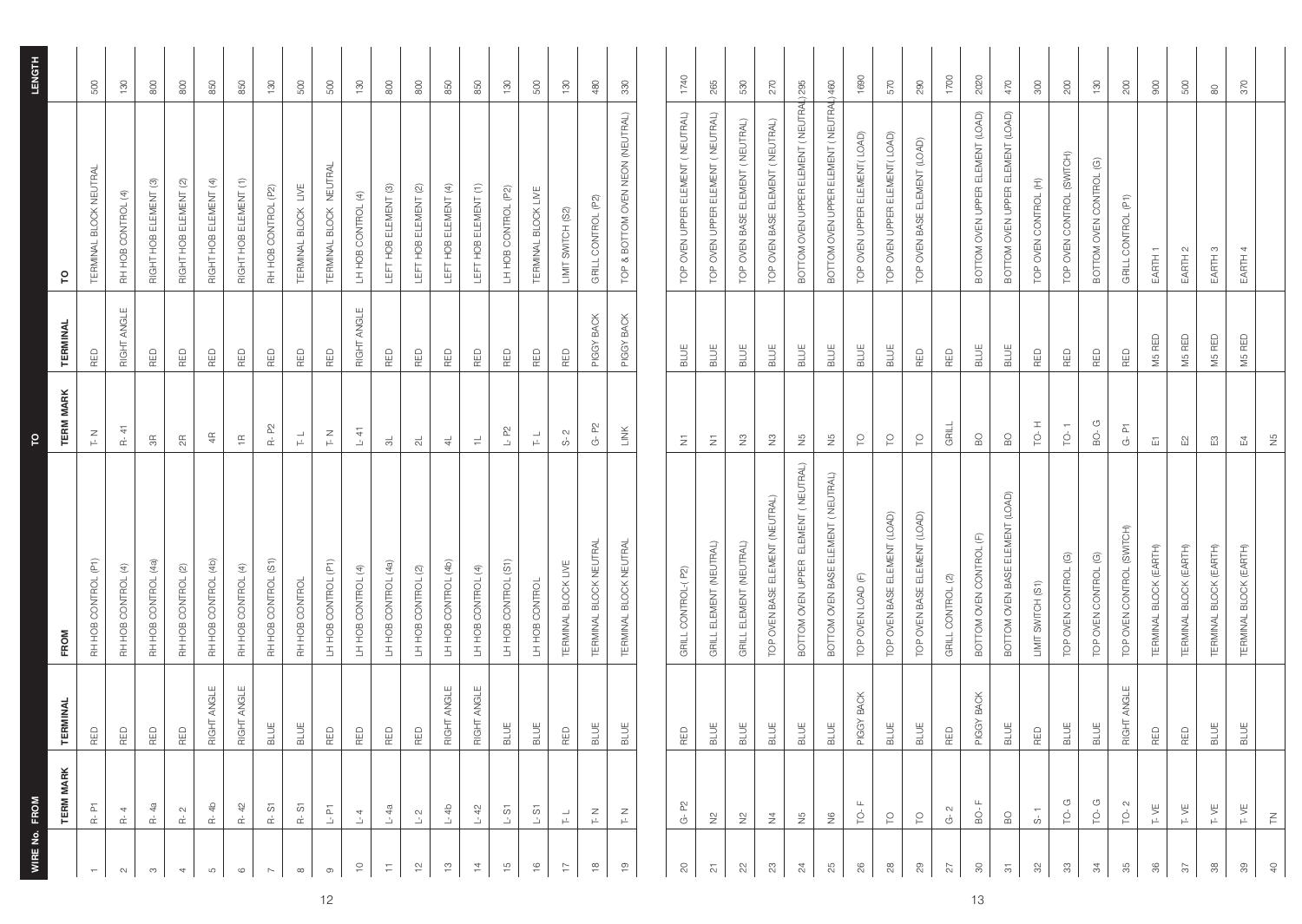| WIRE No. | FROM | | | TO | | | LENGTH |
|---|---|---|---|---|---|---|---|
| | TERM MARK | TERMINAL | FROM | TERM MARK | TERMINAL | TO | |
| 1 | R- P1 | RED | RH HOB CONTROL (P1) | T- N | RED | TERMINAL BLOCK NEUTRAL | 500 |
| 2 | R- 4 | RED | RH HOB CONTROL (4) | R- 41 | RIGHT ANGLE | RH HOB CONTROL (4) | 130 |
| 3 | R- 4a | RED | RH HOB CONTROL (4a) | 3R | RED | RIGHT HOB ELEMENT (3) | 800 |
| 4 | R- 2 | RED | RH HOB CONTROL (2) | 2R | RED | RIGHT HOB ELEMENT (2) | 800 |
| 5 | R- 4b | RIGHT ANGLE | RH HOB CONTROL (4b) | 4R | RED | RIGHT HOB ELEMENT (4) | 850 |
| 6 | R- 42 | RIGHT ANGLE | RH HOB CONTROL (4) | 1R | RED | RIGHT HOB ELEMENT (1) | 850 |
| 7 | R- S1 | BLUE | RH HOB CONTROL (S1) | R- P2 | RED | RH HOB CONTROL (P2) | 130 |
| 8 | R- S1 | BLUE | RH HOB CONTROL | T- L | RED | TERMINAL BLOCK LIVE | 500 |
| 9 | L- P1 | RED | LH HOB CONTROL (P1) | T- N | RED | TERMINAL BLOCK NEUTRAL | 500 |
| 10 | L- 4 | RED | LH HOB CONTROL (4) | L- 41 | RIGHT ANGLE | LH HOB CONTROL (4) | 130 |
| 11 | L- 4a | RED | LH HOB CONTROL (4a) | 3L | RED | LEFT HOB ELEMENT (3) | 800 |
| 12 | L- 2 | RED | LH HOB CONTROL (2) | 2L | RED | LEFT HOB ELEMENT (2) | 800 |
| 13 | L- 4b | RIGHT ANGLE | LH HOB CONTROL (4b) | 4L | RED | LEFT HOB ELEMENT (4) | 850 |
| 14 | L- 42 | RIGHT ANGLE | LH HOB CONTROL (4) | 1L | RED | LEFT HOB ELEMENT (1) | 850 |
| 15 | L- S1 | BLUE | LH HOB CONTROL (S1) | L- P2 | RED | LH HOB CONTROL (P2) | 130 |
| 16 | L- S1 | BLUE | LH HOB CONTROL | T- L | RED | TERMINAL BLOCK LIVE | 500 |
| 17 | T- L | RED | TERMINAL BLOCK LIVE | S- 2 | RED | LIMIT SWITCH (S2) | 130 |
| 18 | T- N | BLUE | TERMINAL BLOCK NEUTRAL | G- P2 | PIGGY BACK | GRILL CONTROL (P2) | 480 |
| 19 | T- N | BLUE | TERMINAL BLOCK NEUTRAL | LINK | PIGGY BACK | TOP & BOTTOM OVEN NEON (NEUTRAL) | 330 |
| 20 | G- P2 | RED | GRILL CONTROL-( P2) | N1 | BLUE | TOP OVEN UPPER ELEMENT ( NEUTRAL) | 1740 |
| 21 | N2 | BLUE | GRILL ELEMENT (NEUTRAL) | N1 | BLUE | TOP OVEN UPPER ELEMENT ( NEUTRAL) | 265 |
| 22 | N2 | BLUE | GRILL ELEMENT (NEUTRAL) | N3 | BLUE | TOP OVEN BASE ELEMENT ( NEUTRAL) | 530 |
| 23 | N4 | BLUE | TOP OVEN BASE ELEMENT (NEUTRAL) | N3 | BLUE | TOP OVEN BASE ELEMENT ( NEUTRAL) | 270 |
| 24 | N5 | BLUE | BOTTOM OVEN UPPER ELEMENT ( NEUTRAL) | N5 | BLUE | BOTTOM OVEN UPPER ELEMENT ( NEUTRAL) | 295 |
| 25 | N6 | BLUE | BOTTOM OVEN BASE ELEMENT ( NEUTRAL) | N5 | BLUE | BOTTOM OVEN UPPER ELEMENT ( NEUTRAL) | 460 |
| 26 | TO- F | PIGGY BACK | TOP OVEN LOAD (F) | TO | BLUE | TOP OVEN UPPER ELEMENT( LOAD) | 1690 |
| 28 | TO | BLUE | TOP OVEN BASE ELEMENT (LOAD) | TO | BLUE | TOP OVEN UPPER ELEMENT( LOAD) | 570 |
| 29 | TO | BLUE | TOP OVEN BASE ELEMENT (LOAD) | TO | RED | TOP OVEN BASE ELEMENT (LOAD) | 290 |
| 27 | G- 2 | RED | GRILL CONTROL (2) | GRILL | RED | | 1700 |
| 30 | BO- F | PIGGY BACK | BOTTOM OVEN CONTROL (F) | BO | BLUE | BOTTOM OVEN UPPER ELEMENT (LOAD) | 2020 |
| 31 | BO | BLUE | BOTTOM OVEN BASE ELEMENT (LOAD) | BO | BLUE | BOTTOM OVEN UPPER ELEMENT (LOAD) | 470 |
| 32 | S- 1 | RED | LIMIT SWITCH (S1) | TO- H | RED | TOP OVEN CONTROL (H) | 300 |
| 33 | TO- G | BLUE | TOP OVEN CONTROL (G) | TO- 1 | RED | TOP OVEN CONTROL (SWITCH) | 200 |
| 34 | TO- G | BLUE | TOP OVEN CONTROL (G) | BO- G | RED | BOTTOM OVEN CONTROL (G) | 130 |
| 35 | TO- 2 | RIGHT ANGLE | TOP OVEN CONTROL (SWITCH) | G- P1 | RED | GRILL CONTROL (P1) | 200 |
| 36 | T- VE | RED | TERMINAL BLOCK (EARTH) | E1 | M5 RED | EARTH 1 | 900 |
| 37 | T- VE | RED | TERMINAL BLOCK (EARTH) | E2 | M5 RED | EARTH 2 | 500 |
| 38 | T- VE | BLUE | TERMINAL BLOCK (EARTH) | E3 | M5 RED | EARTH 3 | 80 |
| 39 | T- VE | BLUE | TERMINAL BLOCK (EARTH) | E4 | M5 RED | EARTH 4 | 370 |
| 40 | TN | | | N5 | | | |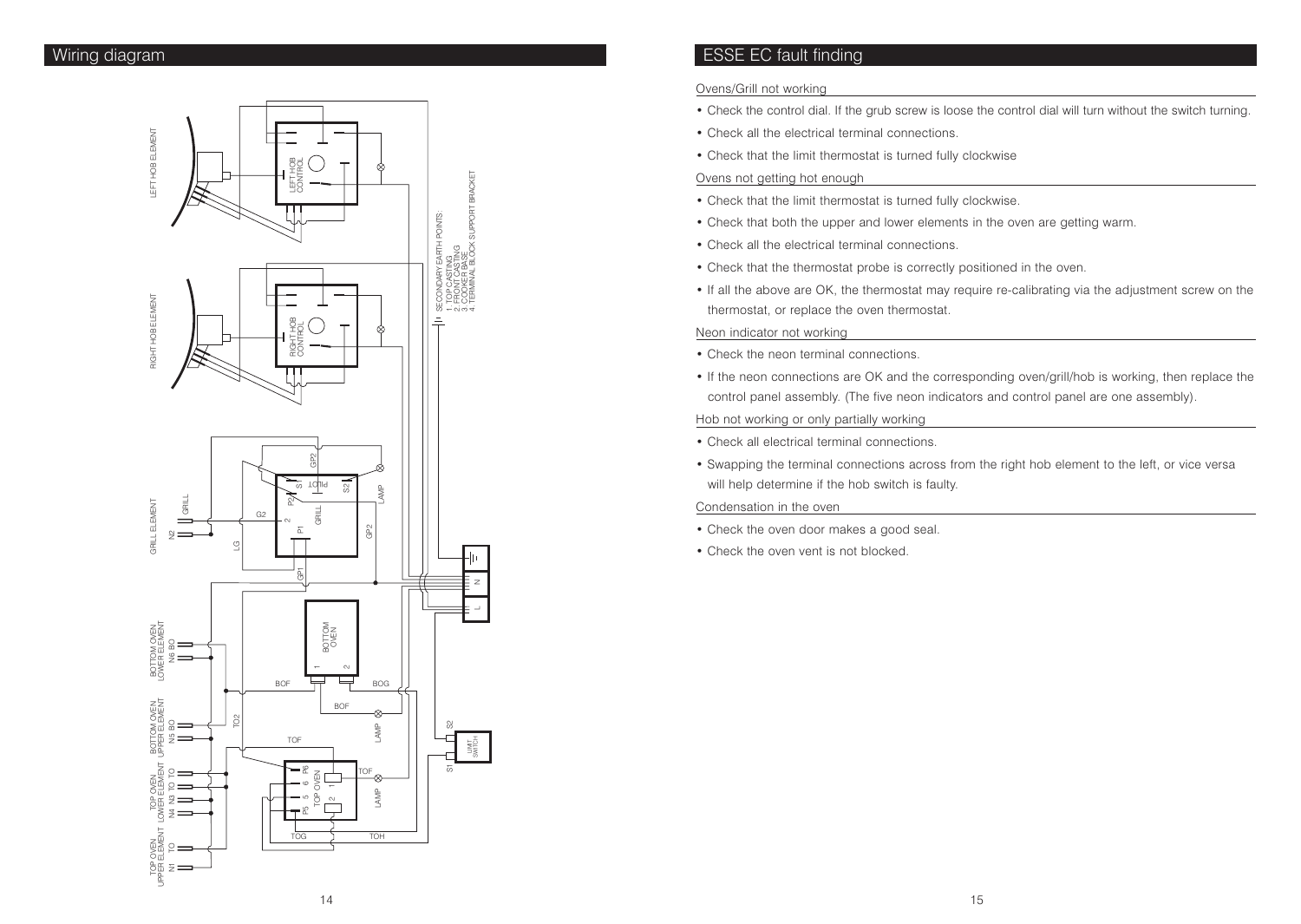## Wiring diagram

LEFT HOB ELEMENT

LEFT HOB CONTROL

RIGHT HOB ELEMENT

RIGHT HOB CONTROL

SECONDARY EARTH POINTS:
1 TOP CASTING
2 FRONT CASTING
3 COOKER BASE
4 TERMINAL BLOCK SUPPORT BRACKET

GRILL ELEMENT

N2 GRILL

LG G2 2 P1 P2 S1 PILOT S2 GRILL GP1 GP2 GP2 LAMP

N L

BOTTOM OVEN LOWER ELEMENT N6 BO

BOTTOM OVEN UPPER ELEMENT N5 BO

BOTTOM OVEN 1 2

BOF BOG BOF LAMP

TO2 TOF

TOP OVEN LOWER ELEMENT N4 N3 TO TO

TOP OVEN UPPER ELEMENT N1 TO

P6 6 5 P5 TOP OVEN 1 2 TOF LAMP

TOG TOH

S1 S2 LIMIT SWITCH

## ESSE EC fault finding

Ovens/Grill not working

- Check the control dial. If the grub screw is loose the control dial will turn without the switch turning.
- Check all the electrical terminal connections.
- Check that the limit thermostat is turned fully clockwise

Ovens not getting hot enough

- Check that the limit thermostat is turned fully clockwise.
- Check that both the upper and lower elements in the oven are getting warm.
- Check all the electrical terminal connections.
- Check that the thermostat probe is correctly positioned in the oven.
- If all the above are OK, the thermostat may require re-calibrating via the adjustment screw on the thermostat, or replace the oven thermostat.

Neon indicator not working

- Check the neon terminal connections.
- If the neon connections are OK and the corresponding oven/grill/hob is working, then replace the control panel assembly. (The five neon indicators and control panel are one assembly).

Hob not working or only partially working

- Check all electrical terminal connections.
- Swapping the terminal connections across from the right hob element to the left, or vice versa will help determine if the hob switch is faulty.

Condensation in the oven

- Check the oven door makes a good seal.
- Check the oven vent is not blocked.